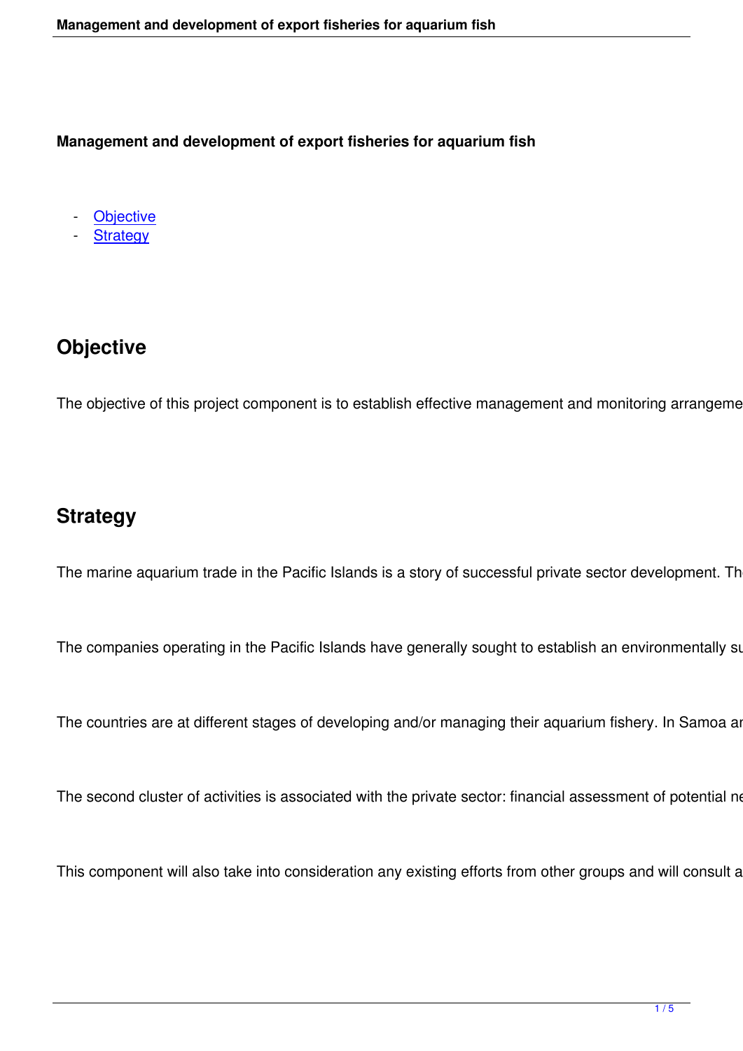# Management and development of export fisheries for aquarium fish

- [Objective](#objective)
- [Strategy](#strategy)

## Objective

The objective of this project component is to establish effective management and monitoring arrangeme

## Strategy

The marine aquarium trade in the Pacific Islands is a story of successful private sector development. Th

The companies operating in the Pacific Islands have generally sought to establish an environmentally su

The countries are at different stages of developing and/or managing their aquarium fishery. In Samoa ar

The second cluster of activities is associated with the private sector: financial assessment of potential ne

This component will also take into consideration any existing efforts from other groups and will consult a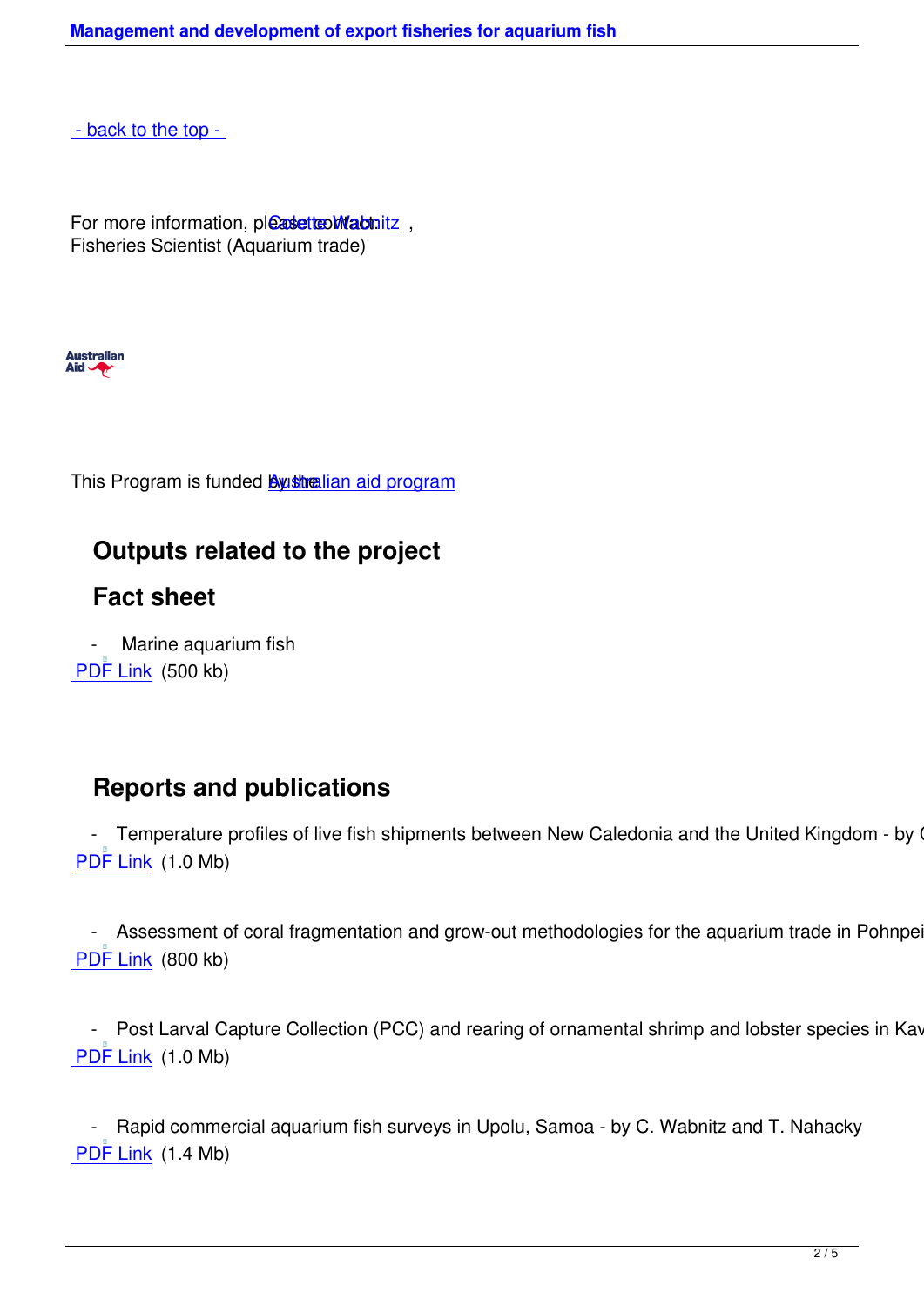- back to the top -

For more information, please contact: Colette Wabnitz , Fisheries Scientist (Aquarium trade)

Australian Aid

This Program is funded by the Australian aid program

## Outputs related to the project

## Fact sheet

- Marine aquarium fish

PDF Link (500 kb)

## Reports and publications

- Temperature profiles of live fish shipments between New Caledonia and the United Kingdom - by C

PDF Link (1.0 Mb)

- Assessment of coral fragmentation and grow-out methodologies for the aquarium trade in Pohnpei

PDF Link (800 kb)

- Post Larval Capture Collection (PCC) and rearing of ornamental shrimp and lobster species in Kav

PDF Link (1.0 Mb)

- Rapid commercial aquarium fish surveys in Upolu, Samoa - by C. Wabnitz and T. Nahacky

PDF Link (1.4 Mb)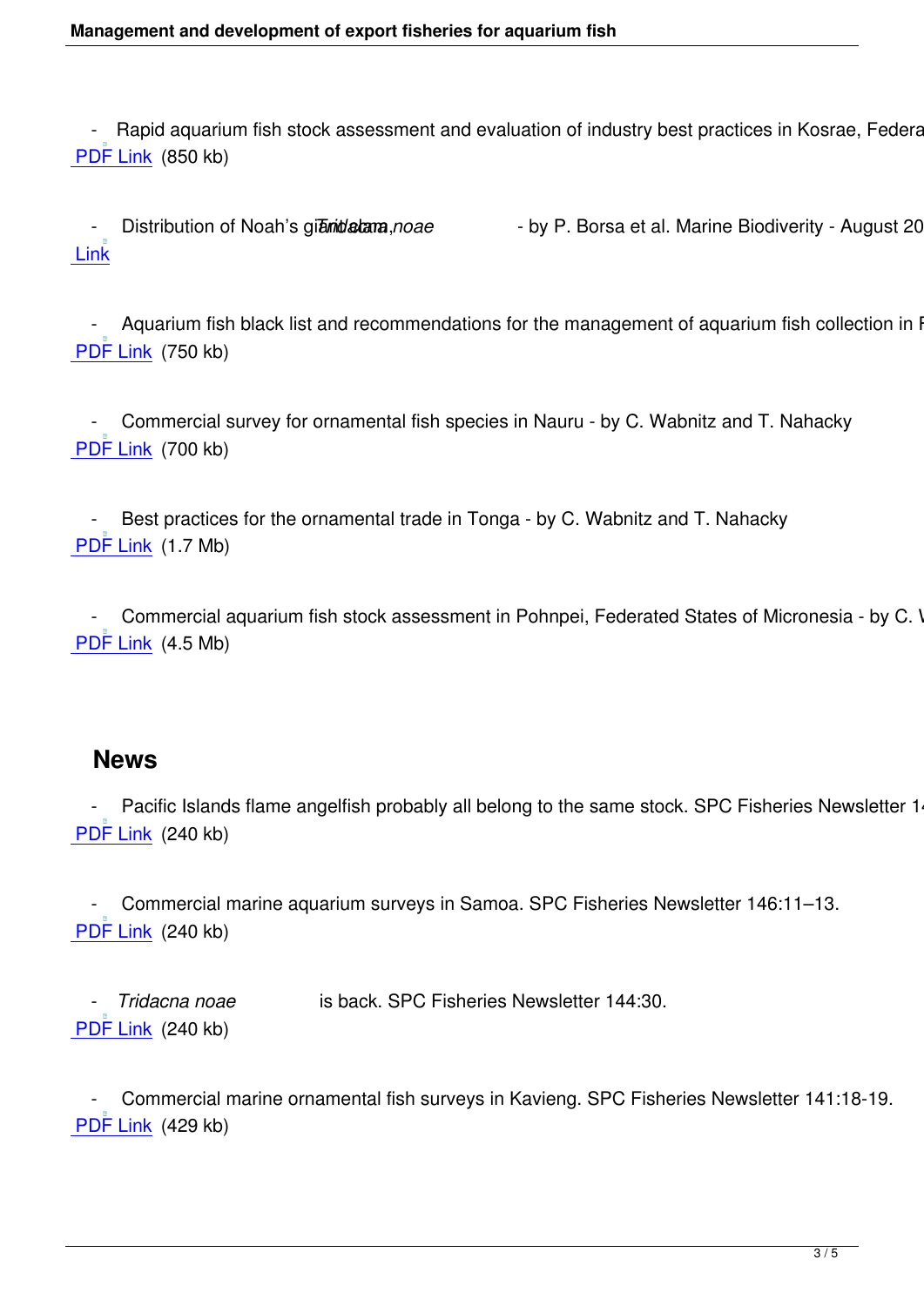- Rapid aquarium fish stock assessment and evaluation of industry best practices in Kosrae, Federa
PDF Link (850 kb)

- Distribution of Noah's giant clam, *Tridacna noae* - by P. Borsa et al. Marine Biodiverity - August 20
Link

- Aquarium fish black list and recommendations for the management of aquarium fish collection in F
PDF Link (750 kb)

- Commercial survey for ornamental fish species in Nauru - by C. Wabnitz and T. Nahacky
PDF Link (700 kb)

- Best practices for the ornamental trade in Tonga - by C. Wabnitz and T. Nahacky
PDF Link (1.7 Mb)

- Commercial aquarium fish stock assessment in Pohnpei, Federated States of Micronesia - by C. V
PDF Link (4.5 Mb)

## News

- Pacific Islands flame angelfish probably all belong to the same stock. SPC Fisheries Newsletter 14
PDF Link (240 kb)

- Commercial marine aquarium surveys in Samoa. SPC Fisheries Newsletter 146:11–13.
PDF Link (240 kb)

- *Tridacna noae* is back. SPC Fisheries Newsletter 144:30.
PDF Link (240 kb)

- Commercial marine ornamental fish surveys in Kavieng. SPC Fisheries Newsletter 141:18-19.
PDF Link (429 kb)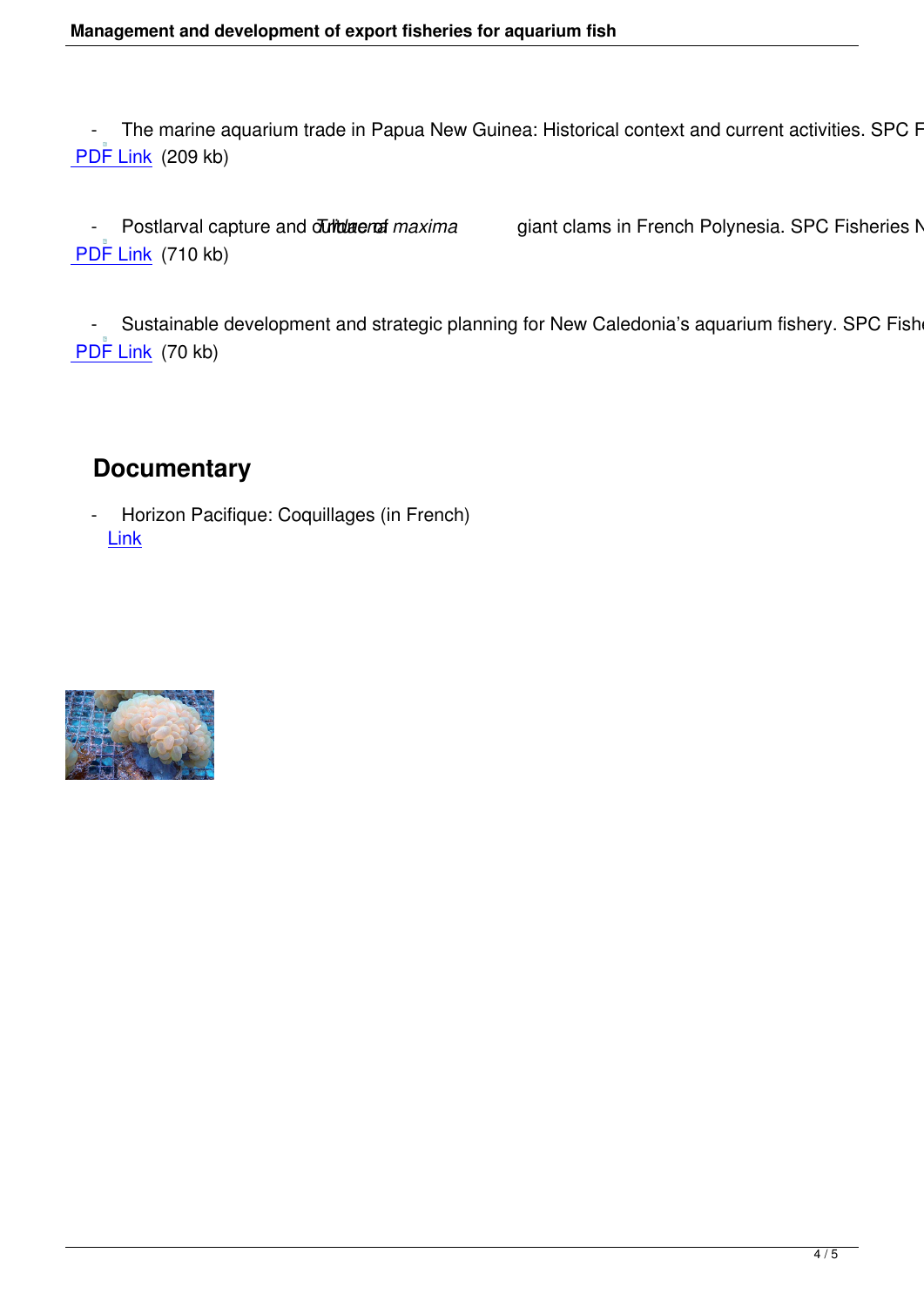- The marine aquarium trade in Papua New Guinea: Historical context and current activities. SPC F
 PDF Link (209 kb)

- Postlarval capture and culture of *Tridacna maxima* giant clams in French Polynesia. SPC Fisheries N
 PDF Link (710 kb)

- Sustainable development and strategic planning for New Caledonia's aquarium fishery. SPC Fish
 PDF Link (70 kb)

## Documentary

- Horizon Pacifique: Coquillages (in French)
 Link